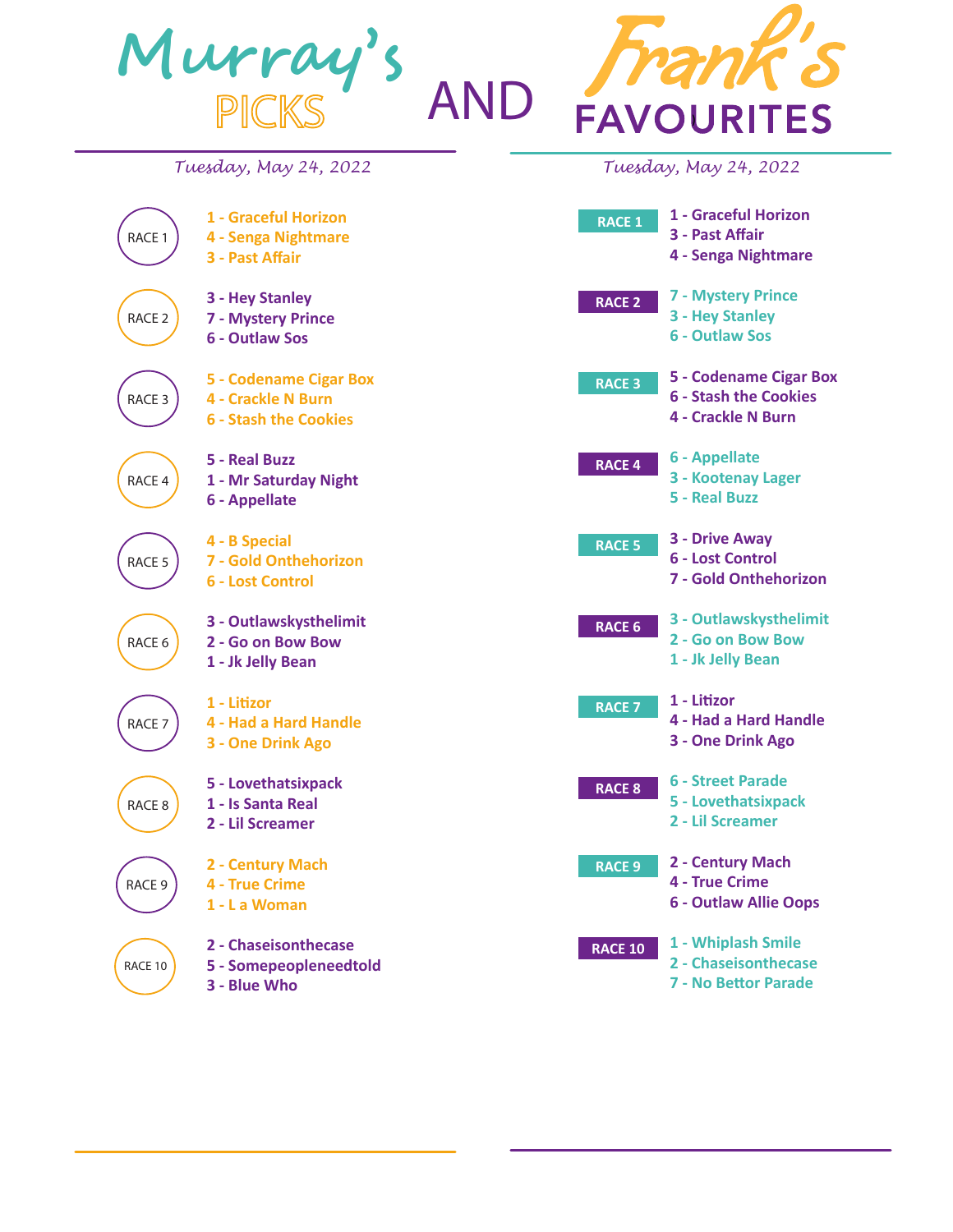# Murray's PICKS AND Frank's FAVOURITES

## Murray's Picks

*Tuesday, May 24, 2022*

**RACE 1**
- 1 - Graceful Horizon
- 4 - Senga Nightmare
- 3 - Past Affair

**RACE 2**
- 3 - Hey Stanley
- 7 - Mystery Prince
- 6 - Outlaw Sos

**RACE 3**
- 5 - Codename Cigar Box
- 4 - Crackle N Burn
- 6 - Stash the Cookies

**RACE 4**
- 5 - Real Buzz
- 1 - Mr Saturday Night
- 6 - Appellate

**RACE 5**
- 4 - B Special
- 7 - Gold Onthehorizon
- 6 - Lost Control

**RACE 6**
- 3 - Outlawskysthelimit
- 2 - Go on Bow Bow
- 1 - Jk Jelly Bean

**RACE 7**
- 1 - Litizor
- 4 - Had a Hard Handle
- 3 - One Drink Ago

**RACE 8**
- 5 - Lovethatsixpack
- 1 - Is Santa Real
- 2 - Lil Screamer

**RACE 9**
- 2 - Century Mach
- 4 - True Crime
- 1 - L a Woman

**RACE 10**
- 2 - Chaseisonthecase
- 5 - Somepeopleneedtold
- 3 - Blue Who

## Frank's Favourites

*Tuesday, May 24, 2022*

**RACE 1**
- 1 - Graceful Horizon
- 3 - Past Affair
- 4 - Senga Nightmare

**RACE 2**
- 7 - Mystery Prince
- 3 - Hey Stanley
- 6 - Outlaw Sos

**RACE 3**
- 5 - Codename Cigar Box
- 6 - Stash the Cookies
- 4 - Crackle N Burn

**RACE 4**
- 6 - Appellate
- 3 - Kootenay Lager
- 5 - Real Buzz

**RACE 5**
- 3 - Drive Away
- 6 - Lost Control
- 7 - Gold Onthehorizon

**RACE 6**
- 3 - Outlawskysthelimit
- 2 - Go on Bow Bow
- 1 - Jk Jelly Bean

**RACE 7**
- 1 - Litizor
- 4 - Had a Hard Handle
- 3 - One Drink Ago

**RACE 8**
- 6 - Street Parade
- 5 - Lovethatsixpack
- 2 - Lil Screamer

**RACE 9**
- 2 - Century Mach
- 4 - True Crime
- 6 - Outlaw Allie Oops

**RACE 10**
- 1 - Whiplash Smile
- 2 - Chaseisonthecase
- 7 - No Bettor Parade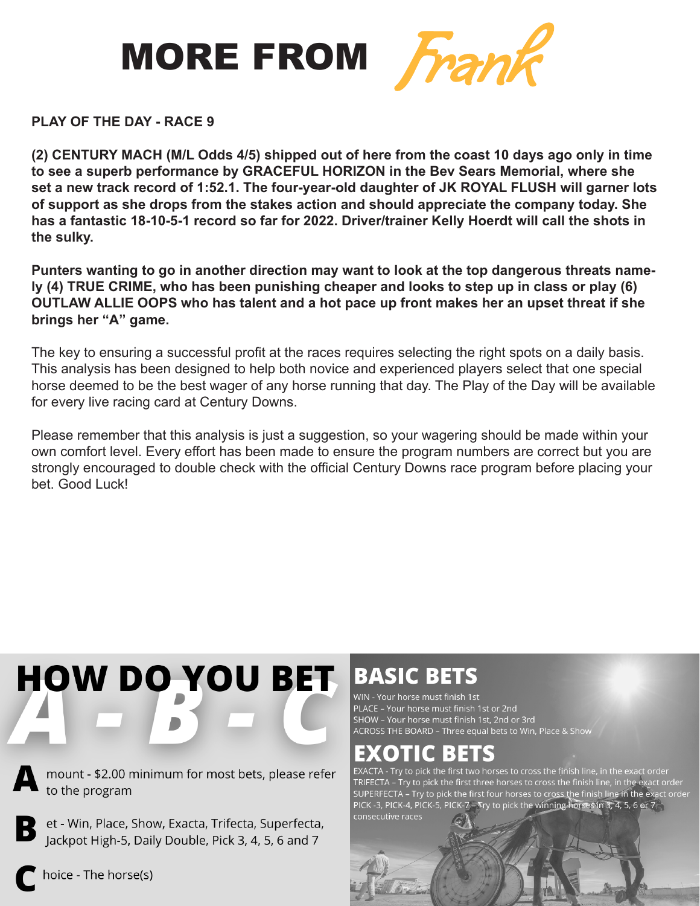# MORE FROM *Frank*

**PLAY OF THE DAY - RACE 9**

**(2) CENTURY MACH (M/L Odds 4/5) shipped out of here from the coast 10 days ago only in time to see a superb performance by GRACEFUL HORIZON in the Bev Sears Memorial, where she set a new track record of 1:52.1. The four-year-old daughter of JK ROYAL FLUSH will garner lots of support as she drops from the stakes action and should appreciate the company today. She has a fantastic 18-10-5-1 record so far for 2022. Driver/trainer Kelly Hoerdt will call the shots in the sulky.**

**Punters wanting to go in another direction may want to look at the top dangerous threats namely (4) TRUE CRIME, who has been punishing cheaper and looks to step up in class or play (6) OUTLAW ALLIE OOPS who has talent and a hot pace up front makes her an upset threat if she brings her "A" game.**

The key to ensuring a successful profit at the races requires selecting the right spots on a daily basis. This analysis has been designed to help both novice and experienced players select that one special horse deemed to be the best wager of any horse running that day. The Play of the Day will be available for every live racing card at Century Downs.

Please remember that this analysis is just a suggestion, so your wagering should be made within your own comfort level. Every effort has been made to ensure the program numbers are correct but you are strongly encouraged to double check with the official Century Downs race program before placing your bet. Good Luck!

## HOW DO YOU BET A - B - C

**A**mount - $2.00 minimum for most bets, please refer to the program

**B**et - Win, Place, Show, Exacta, Trifecta, Superfecta, Jackpot High-5, Daily Double, Pick 3, 4, 5, 6 and 7

**C**hoice - The horse(s)

## BASIC BETS

WIN - Your horse must finish 1st
PLACE – Your horse must finish 1st or 2nd
SHOW – Your horse must finish 1st, 2nd or 3rd
ACROSS THE BOARD – Three equal bets to Win, Place & Show

## EXOTIC BETS

EXACTA - Try to pick the first two horses to cross the finish line, in the exact order
TRIFECTA – Try to pick the first three horses to cross the finish line, in the exact order
SUPERFECTA – Try to pick the first four horses to cross the finish line in the exact order
PICK -3, PICK-4, PICK-5, PICK-7 – Try to pick the winning horses in 3, 4, 5, 6 or 7 consecutive races